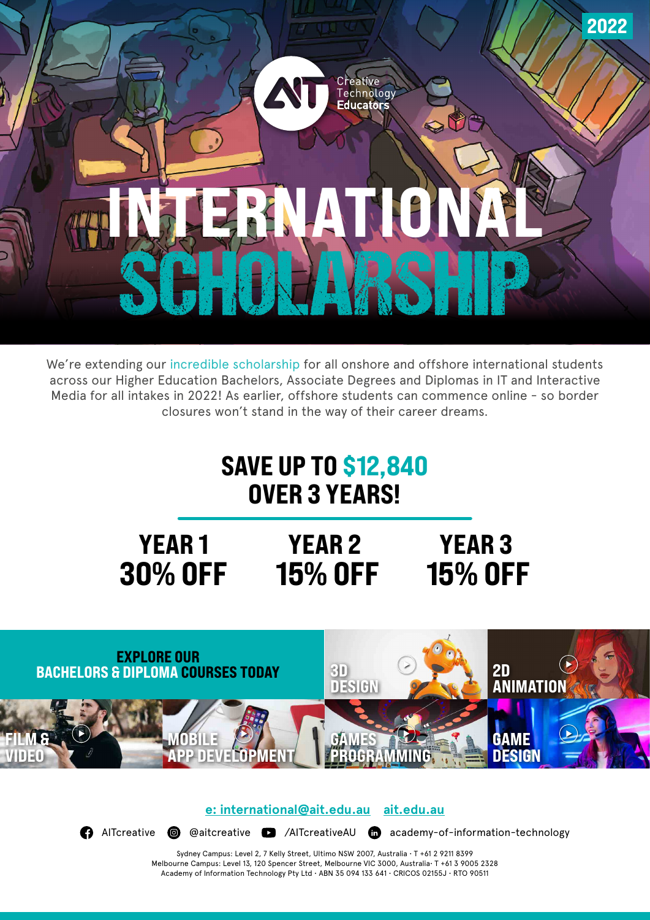2022

Creative Technology **Educators**

# INTERNATIONAL SCHOLARSHIP

We're extending our incredible scholarship for all onshore and offshore international students across our Higher Education Bachelors, Associate Degrees and Diplomas in IT and Interactive Media for all intakes in 2022! As earlier, offshore students can commence online - so border closures won't stand in the way of their career dreams.

## SAVE UP TO $12,840 OVER 3 YEARS!

| YEAR 1 | YEAR 2 | YEAR 3 |
|---|---|---|
| **30% OFF** | **15% OFF** | **15% OFF** |

### EXPLORE OUR BACHELORS & DIPLOMA COURSES TODAY

- 3D DESIGN
- 2D ANIMATION
- FILM & VIDEO
- MOBILE APP DEVELOPMENT
- GAMES PROGRAMMING
- GAME DESIGN

e: international@ait.edu.au    ait.edu.au

AITcreative  @aitcreative  /AITcreativeAU  academy-of-information-technology

Sydney Campus: Level 2, 7 Kelly Street, Ultimo NSW 2007, Australia · T +61 2 9211 8399
Melbourne Campus: Level 13, 120 Spencer Street, Melbourne VIC 3000, Australia· T +61 3 9005 2328
Academy of Information Technology Pty Ltd · ABN 35 094 133 641 · CRICOS 02155J · RTO 90511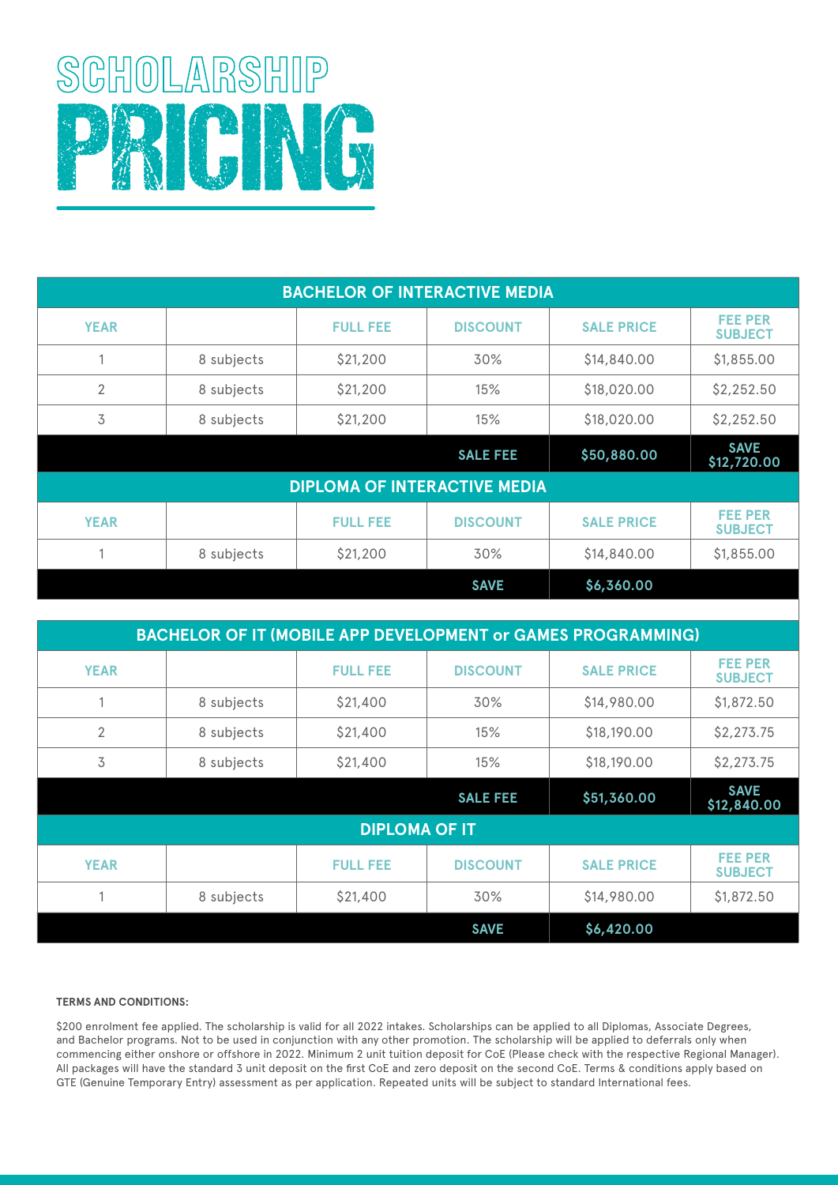# SCHOLARSHIP PRICING

| BACHELOR OF INTERACTIVE MEDIA | | | | | |
|---|---|---|---|---|---|
| YEAR | | FULL FEE | DISCOUNT | SALE PRICE | FEE PER SUBJECT |
| 1 | 8 subjects | $21,200 | 30% | $14,840.00 | $1,855.00 |
| 2 | 8 subjects | $21,200 | 15% | $18,020.00 | $2,252.50 |
| 3 | 8 subjects | $21,200 | 15% | $18,020.00 | $2,252.50 |
| | | | SALE FEE | $50,880.00 | SAVE $12,720.00 |

| DIPLOMA OF INTERACTIVE MEDIA | | | | | |
|---|---|---|---|---|---|
| YEAR | | FULL FEE | DISCOUNT | SALE PRICE | FEE PER SUBJECT |
| 1 | 8 subjects | $21,200 | 30% | $14,840.00 | $1,855.00 |
| | | | SAVE | $6,360.00 | |

| BACHELOR OF IT (MOBILE APP DEVELOPMENT or GAMES PROGRAMMING) | | | | | |
|---|---|---|---|---|---|
| YEAR | | FULL FEE | DISCOUNT | SALE PRICE | FEE PER SUBJECT |
| 1 | 8 subjects | $21,400 | 30% | $14,980.00 | $1,872.50 |
| 2 | 8 subjects | $21,400 | 15% | $18,190.00 | $2,273.75 |
| 3 | 8 subjects | $21,400 | 15% | $18,190.00 | $2,273.75 |
| | | | SALE FEE | $51,360.00 | SAVE $12,840.00 |

| DIPLOMA OF IT | | | | | |
|---|---|---|---|---|---|
| YEAR | | FULL FEE | DISCOUNT | SALE PRICE | FEE PER SUBJECT |
| 1 | 8 subjects | $21,400 | 30% | $14,980.00 | $1,872.50 |
| | | | SAVE | $6,420.00 | |

**TERMS AND CONDITIONS:**

$200 enrolment fee applied. The scholarship is valid for all 2022 intakes. Scholarships can be applied to all Diplomas, Associate Degrees, and Bachelor programs. Not to be used in conjunction with any other promotion. The scholarship will be applied to deferrals only when commencing either onshore or offshore in 2022. Minimum 2 unit tuition deposit for CoE (Please check with the respective Regional Manager). All packages will have the standard 3 unit deposit on the first CoE and zero deposit on the second CoE. Terms & conditions apply based on GTE (Genuine Temporary Entry) assessment as per application. Repeated units will be subject to standard International fees.